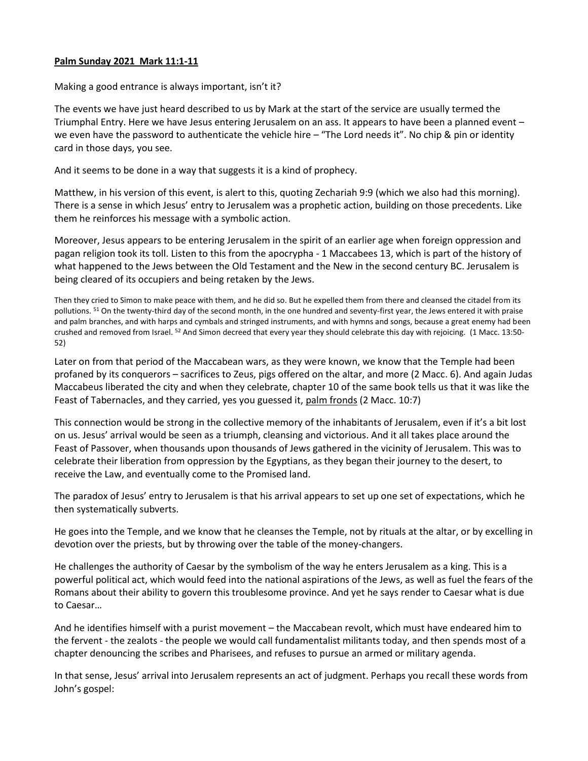**Palm Sunday 2021 Mark 11:1-11**

Making a good entrance is always important, isn't it?

The events we have just heard described to us by Mark at the start of the service are usually termed the Triumphal Entry. Here we have Jesus entering Jerusalem on an ass. It appears to have been a planned event – we even have the password to authenticate the vehicle hire – "The Lord needs it". No chip & pin or identity card in those days, you see.

And it seems to be done in a way that suggests it is a kind of prophecy.

Matthew, in his version of this event, is alert to this, quoting Zechariah 9:9 (which we also had this morning). There is a sense in which Jesus' entry to Jerusalem was a prophetic action, building on those precedents. Like them he reinforces his message with a symbolic action.

Moreover, Jesus appears to be entering Jerusalem in the spirit of an earlier age when foreign oppression and pagan religion took its toll. Listen to this from the apocrypha - 1 Maccabees 13, which is part of the history of what happened to the Jews between the Old Testament and the New in the second century BC. Jerusalem is being cleared of its occupiers and being retaken by the Jews.

Then they cried to Simon to make peace with them, and he did so. But he expelled them from there and cleansed the citadel from its pollutions. [51] On the twenty-third day of the second month, in the one hundred and seventy-first year, the Jews entered it with praise and palm branches, and with harps and cymbals and stringed instruments, and with hymns and songs, because a great enemy had been crushed and removed from Israel. [52] And Simon decreed that every year they should celebrate this day with rejoicing. (1 Macc. 13:50-52)

Later on from that period of the Maccabean wars, as they were known, we know that the Temple had been profaned by its conquerors – sacrifices to Zeus, pigs offered on the altar, and more (2 Macc. 6). And again Judas Maccabeus liberated the city and when they celebrate, chapter 10 of the same book tells us that it was like the Feast of Tabernacles, and they carried, yes you guessed it, <u>palm fronds</u> (2 Macc. 10:7)

This connection would be strong in the collective memory of the inhabitants of Jerusalem, even if it's a bit lost on us. Jesus' arrival would be seen as a triumph, cleansing and victorious. And it all takes place around the Feast of Passover, when thousands upon thousands of Jews gathered in the vicinity of Jerusalem. This was to celebrate their liberation from oppression by the Egyptians, as they began their journey to the desert, to receive the Law, and eventually come to the Promised land.

The paradox of Jesus' entry to Jerusalem is that his arrival appears to set up one set of expectations, which he then systematically subverts.

He goes into the Temple, and we know that he cleanses the Temple, not by rituals at the altar, or by excelling in devotion over the priests, but by throwing over the table of the money-changers.

He challenges the authority of Caesar by the symbolism of the way he enters Jerusalem as a king. This is a powerful political act, which would feed into the national aspirations of the Jews, as well as fuel the fears of the Romans about their ability to govern this troublesome province. And yet he says render to Caesar what is due to Caesar…

And he identifies himself with a purist movement – the Maccabean revolt, which must have endeared him to the fervent - the zealots - the people we would call fundamentalist militants today, and then spends most of a chapter denouncing the scribes and Pharisees, and refuses to pursue an armed or military agenda.

In that sense, Jesus' arrival into Jerusalem represents an act of judgment. Perhaps you recall these words from John's gospel: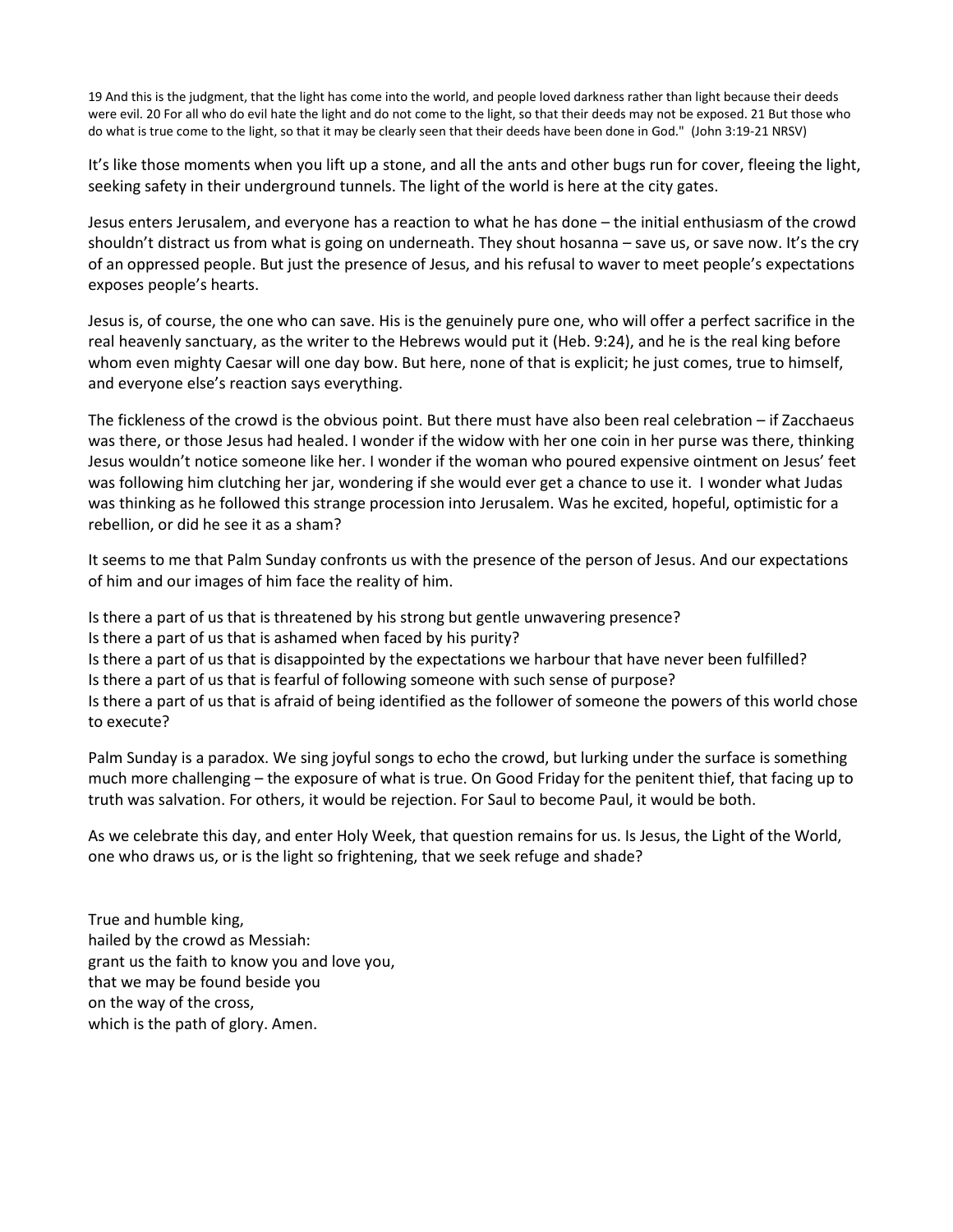19 And this is the judgment, that the light has come into the world, and people loved darkness rather than light because their deeds were evil. 20 For all who do evil hate the light and do not come to the light, so that their deeds may not be exposed. 21 But those who do what is true come to the light, so that it may be clearly seen that their deeds have been done in God." (John 3:19-21 NRSV)

It's like those moments when you lift up a stone, and all the ants and other bugs run for cover, fleeing the light, seeking safety in their underground tunnels. The light of the world is here at the city gates.

Jesus enters Jerusalem, and everyone has a reaction to what he has done – the initial enthusiasm of the crowd shouldn't distract us from what is going on underneath. They shout hosanna – save us, or save now. It's the cry of an oppressed people. But just the presence of Jesus, and his refusal to waver to meet people's expectations exposes people's hearts.

Jesus is, of course, the one who can save. His is the genuinely pure one, who will offer a perfect sacrifice in the real heavenly sanctuary, as the writer to the Hebrews would put it (Heb. 9:24), and he is the real king before whom even mighty Caesar will one day bow. But here, none of that is explicit; he just comes, true to himself, and everyone else's reaction says everything.

The fickleness of the crowd is the obvious point. But there must have also been real celebration – if Zacchaeus was there, or those Jesus had healed. I wonder if the widow with her one coin in her purse was there, thinking Jesus wouldn't notice someone like her. I wonder if the woman who poured expensive ointment on Jesus' feet was following him clutching her jar, wondering if she would ever get a chance to use it. I wonder what Judas was thinking as he followed this strange procession into Jerusalem. Was he excited, hopeful, optimistic for a rebellion, or did he see it as a sham?

It seems to me that Palm Sunday confronts us with the presence of the person of Jesus. And our expectations of him and our images of him face the reality of him.

Is there a part of us that is threatened by his strong but gentle unwavering presence?
Is there a part of us that is ashamed when faced by his purity?
Is there a part of us that is disappointed by the expectations we harbour that have never been fulfilled?
Is there a part of us that is fearful of following someone with such sense of purpose?
Is there a part of us that is afraid of being identified as the follower of someone the powers of this world chose to execute?

Palm Sunday is a paradox. We sing joyful songs to echo the crowd, but lurking under the surface is something much more challenging – the exposure of what is true. On Good Friday for the penitent thief, that facing up to truth was salvation. For others, it would be rejection. For Saul to become Paul, it would be both.

As we celebrate this day, and enter Holy Week, that question remains for us. Is Jesus, the Light of the World, one who draws us, or is the light so frightening, that we seek refuge and shade?

True and humble king,
hailed by the crowd as Messiah:
grant us the faith to know you and love you,
that we may be found beside you
on the way of the cross,
which is the path of glory. Amen.